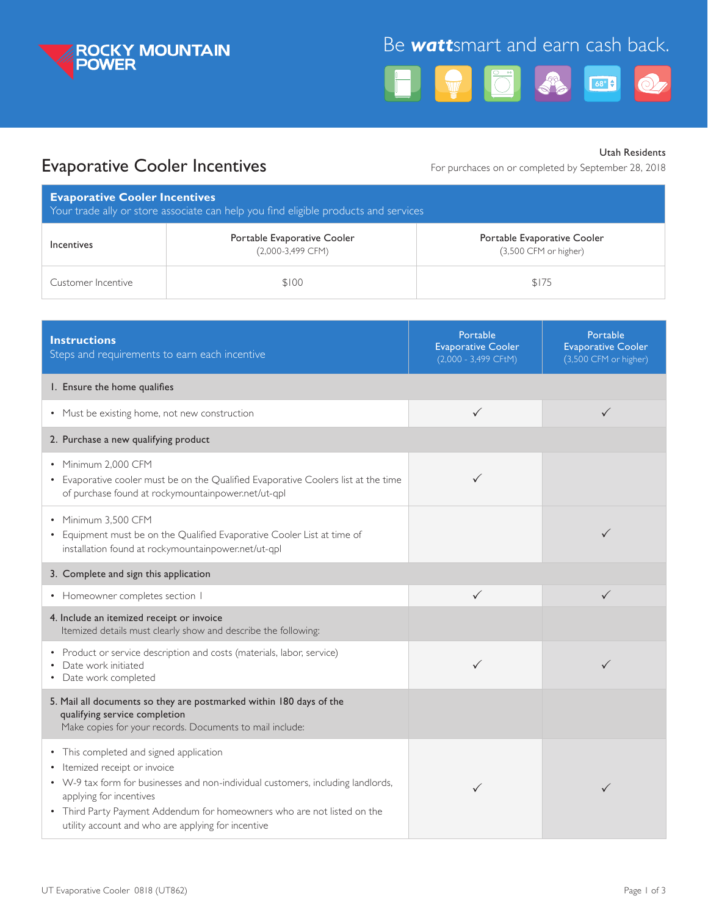ROCKY MOUNTAIN POWER

Be **watt**smart and earn cash back.

# Evaporative Cooler Incentives

Utah Residents

For purchases on or completed by September 28, 2018

| **Evaporative Cooler Incentives** Your trade ally or store associate can help you find eligible products and services | | |
|---|---|---|
| Incentives | Portable Evaporative Cooler (2,000-3,499 CFM) | Portable Evaporative Cooler (3,500 CFM or higher) |
| Customer Incentive | $100 | $175 |

| **Instructions** Steps and requirements to earn each incentive | Portable Evaporative Cooler (2,000 - 3,499 CFtM) | Portable Evaporative Cooler (3,500 CFM or higher) |
|---|---|---|
| 1. Ensure the home qualifies | | |
| • Must be existing home, not new construction | ✓ | ✓ |
| 2. Purchase a new qualifying product | | |
| • Minimum 2,000 CFM<br>• Evaporative cooler must be on the Qualified Evaporative Coolers list at the time of purchase found at rockymountainpower.net/ut-qpl | ✓ | |
| • Minimum 3,500 CFM<br>• Equipment must be on the Qualified Evaporative Cooler List at time of installation found at rockymountainpower.net/ut-qpl | | ✓ |
| 3. Complete and sign this application | | |
| • Homeowner completes section 1 | ✓ | ✓ |
| 4. Include an itemized receipt or invoice<br>Itemized details must clearly show and describe the following: | | |
| • Product or service description and costs (materials, labor, service)<br>• Date work initiated<br>• Date work completed | ✓ | ✓ |
| 5. Mail all documents so they are postmarked within 180 days of the qualifying service completion<br>Make copies for your records. Documents to mail include: | | |
| • This completed and signed application<br>• Itemized receipt or invoice<br>• W-9 tax form for businesses and non-individual customers, including landlords, applying for incentives<br>• Third Party Payment Addendum for homeowners who are not listed on the utility account and who are applying for incentive | ✓ | ✓ |

UT Evaporative Cooler 0818 (UT862)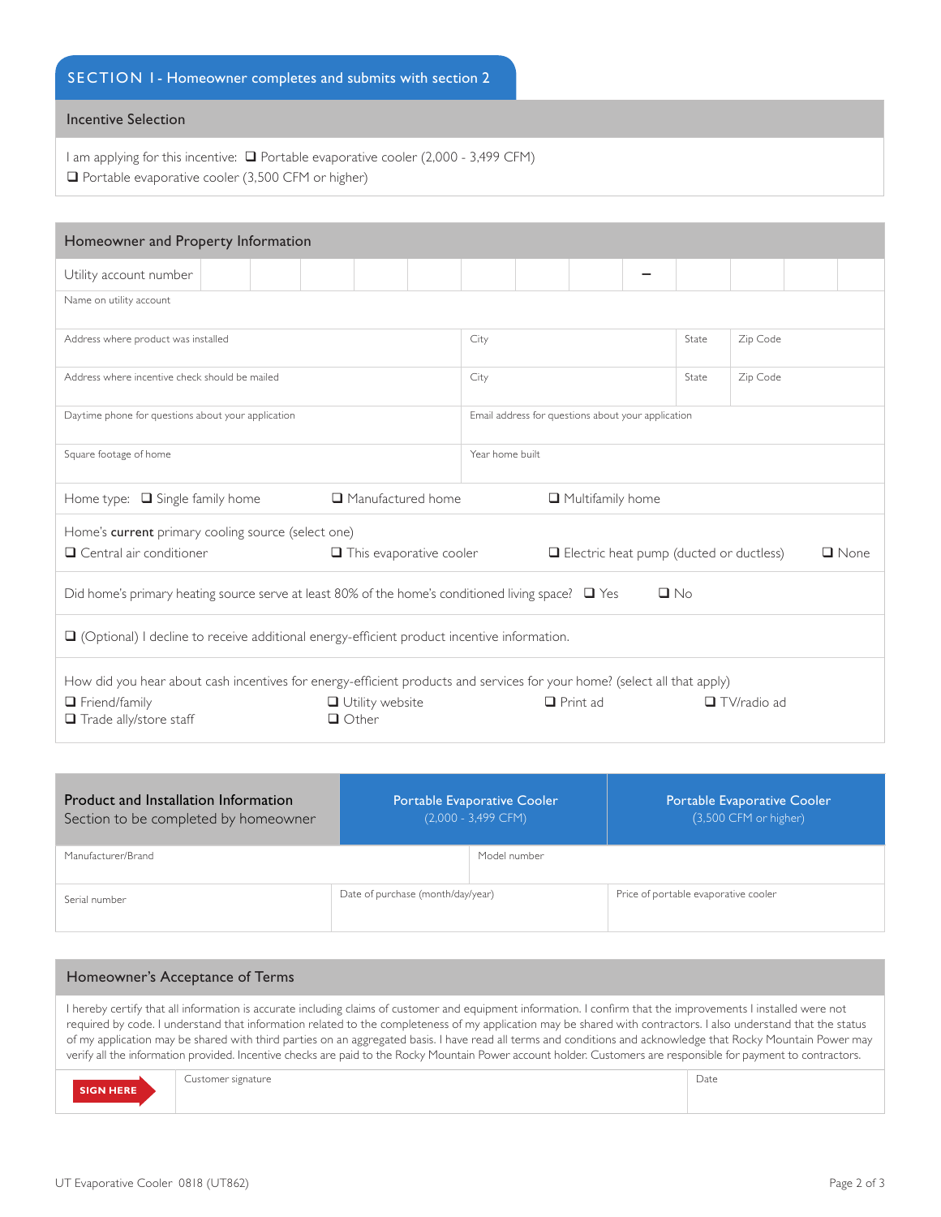## SECTION 1 - Homeowner completes and submits with section 2

### Incentive Selection

I am applying for this incentive: ❑ Portable evaporative cooler (2,000 - 3,499 CFM)
❑ Portable evaporative cooler (3,500 CFM or higher)

### Homeowner and Property Information

| Utility account number | | | | | | | | | – | | | | |
|---|---|---|---|---|---|---|---|---|---|---|---|---|---|

| Name on utility account | | | |
|---|---|---|---|
| Address where product was installed | City | State | Zip Code |
| Address where incentive check should be mailed | City | State | Zip Code |
| Daytime phone for questions about your application | Email address for questions about your application | | |
| Square footage of home | Year home built | | |

Home type: ❑ Single family home ❑ Manufactured home ❑ Multifamily home

Home's **current** primary cooling source (select one)
❑ Central air conditioner ❑ This evaporative cooler ❑ Electric heat pump (ducted or ductless) ❑ None

Did home's primary heating source serve at least 80% of the home's conditioned living space? ❑ Yes ❑ No

❑ (Optional) I decline to receive additional energy-efficient product incentive information.

How did you hear about cash incentives for energy-efficient products and services for your home? (select all that apply)
❑ Friend/family ❑ Utility website ❑ Print ad ❑ TV/radio ad
❑ Trade ally/store staff ❑ Other

### Product and Installation Information

| Product and Installation Information<br>Section to be completed by homeowner | Portable Evaporative Cooler<br>(2,000 - 3,499 CFM) | Portable Evaporative Cooler<br>(3,500 CFM or higher) |
|---|---|---|
| Manufacturer/Brand | Model number | |
| Serial number | Date of purchase (month/day/year) | Price of portable evaporative cooler |

### Homeowner's Acceptance of Terms

I hereby certify that all information is accurate including claims of customer and equipment information. I confirm that the improvements I installed were not required by code. I understand that information related to the completeness of my application may be shared with contractors. I also understand that the status of my application may be shared with third parties on an aggregated basis. I have read all terms and conditions and acknowledge that Rocky Mountain Power may verify all the information provided. Incentive checks are paid to the Rocky Mountain Power account holder. Customers are responsible for payment to contractors.

| SIGN HERE | Customer signature | Date |
|---|---|---|

UT Evaporative Cooler 0818 (UT862)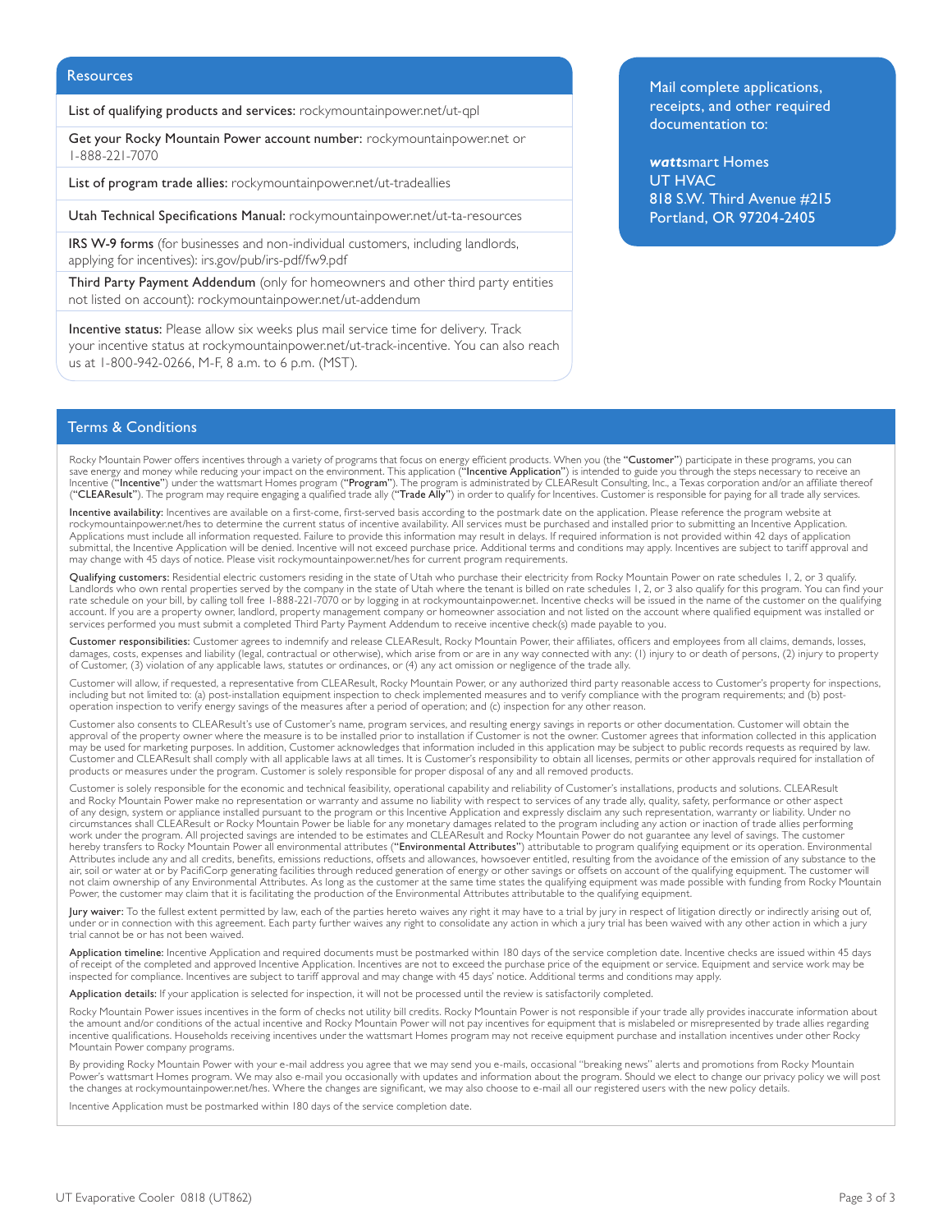## Resources

**List of qualifying products and services:** rockymountainpower.net/ut-qpl

**Get your Rocky Mountain Power account number:** rockymountainpower.net or 1-888-221-7070

**List of program trade allies:** rockymountainpower.net/ut-tradeallies

**Utah Technical Specifications Manual:** rockymountainpower.net/ut-ta-resources

**IRS W-9 forms** (for businesses and non-individual customers, including landlords, applying for incentives): irs.gov/pub/irs-pdf/fw9.pdf

**Third Party Payment Addendum** (only for homeowners and other third party entities not listed on account): rockymountainpower.net/ut-addendum

**Incentive status:** Please allow six weeks plus mail service time for delivery. Track your incentive status at rockymountainpower.net/ut-track-incentive. You can also reach us at 1-800-942-0266, M-F, 8 a.m. to 6 p.m. (MST).

Mail complete applications, receipts, and other required documentation to:

***watt*smart Homes**
UT HVAC
818 S.W. Third Avenue #215
Portland, OR 97204-2405

## Terms & Conditions

Rocky Mountain Power offers incentives through a variety of programs that focus on energy efficient products. When you (the "**Customer**") participate in these programs, you can save energy and money while reducing your impact on the environment. This application ("**Incentive Application**") is intended to guide you through the steps necessary to receive an Incentive ("**Incentive**") under the wattsmart Homes program ("**Program**"). The program is administrated by CLEAResult Consulting, Inc., a Texas corporation and/or an affiliate thereof ("**CLEAResult**"). The program may require engaging a qualified trade ally ("**Trade Ally**") in order to qualify for Incentives. Customer is responsible for paying for all trade ally services.

**Incentive availability:** Incentives are available on a first-come, first-served basis according to the postmark date on the application. Please reference the program website at rockymountainpower.net/hes to determine the current status of incentive availability. All services must be purchased and installed prior to submitting an Incentive Application. Applications must include all information requested. Failure to provide this information may result in delays. If required information is not provided within 42 days of application submittal, the Incentive Application will be denied. Incentive will not exceed purchase price. Additional terms and conditions may apply. Incentives are subject to tariff approval and may change with 45 days of notice. Please visit rockymountainpower.net/hes for current program requirements.

**Qualifying customers:** Residential electric customers residing in the state of Utah who purchase their electricity from Rocky Mountain Power on rate schedules 1, 2, or 3 qualify. Landlords who own rental properties served by the company in the state of Utah where the tenant is billed on rate schedules 1, 2, or 3 also qualify for this program. You can find your rate schedule on your bill, by calling toll free 1-888-221-7070 or by logging in at rockymountainpower.net. Incentive checks will be issued in the name of the customer on the qualifying account. If you are a property owner, landlord, property management company or homeowner association and not listed on the account where qualified equipment was installed or services performed you must submit a completed Third Party Payment Addendum to receive incentive check(s) made payable to you.

**Customer responsibilities:** Customer agrees to indemnify and release CLEAResult, Rocky Mountain Power, their affiliates, officers and employees from all claims, demands, losses, damages, costs, expenses and liability (legal, contractual or otherwise), which arise from or are in any way connected with any: (1) injury to or death of persons, (2) injury to property of Customer, (3) violation of any applicable laws, statutes or ordinances, or (4) any act omission or negligence of the trade ally.

Customer will allow, if requested, a representative from CLEAResult, Rocky Mountain Power, or any authorized third party reasonable access to Customer's property for inspections, including but not limited to: (a) post-installation equipment inspection to check implemented measures and to verify compliance with the program requirements; and (b) post-operation inspection to verify energy savings of the measures after a period of operation; and (c) inspection for any other reason.

Customer also consents to CLEAResult's use of Customer's name, program services, and resulting energy savings in reports or other documentation. Customer will obtain the approval of the property owner where the measure is to be installed prior to installation if Customer is not the owner. Customer agrees that information collected in this application may be used for marketing purposes. In addition, Customer acknowledges that information included in this application may be subject to public records requests as required by law. Customer and CLEAResult shall comply with all applicable laws at all times. It is Customer's responsibility to obtain all licenses, permits or other approvals required for installation of products or measures under the program. Customer is solely responsible for proper disposal of any and all removed products.

Customer is solely responsible for the economic and technical feasibility, operational capability and reliability of Customer's installations, products and solutions. CLEAResult and Rocky Mountain Power make no representation or warranty and assume no liability with respect to services of any trade ally, quality, safety, performance or other aspect of any design, system or appliance installed pursuant to the program or this Incentive Application and expressly disclaim any such representation, warranty or liability. Under no circumstances shall CLEAResult or Rocky Mountain Power be liable for any monetary damages related to the program including any action or inaction of trade allies performing work under the program. All projected savings are intended to be estimates and CLEAResult and Rocky Mountain Power do not guarantee any level of savings. The customer hereby transfers to Rocky Mountain Power all environmental attributes ("**Environmental Attributes**") attributable to program qualifying equipment or its operation. Environmental Attributes include any and all credits, benefits, emissions reductions, offsets and allowances, howsoever entitled, resulting from the avoidance of the emission of any substance to the air, soil or water at or by PacifiCorp generating facilities through reduced generation of energy or other savings or offsets on account of the qualifying equipment. The customer will not claim ownership of any Environmental Attributes. As long as the customer at the same time states the qualifying equipment was made possible with funding from Rocky Mountain Power, the customer may claim that it is facilitating the production of the Environmental Attributes attributable to the qualifying equipment.

**Jury waiver:** To the fullest extent permitted by law, each of the parties hereto waives any right it may have to a trial by jury in respect of litigation directly or indirectly arising out of, under or in connection with this agreement. Each party further waives any right to consolidate any action in which a jury trial has been waived with any other action in which a jury trial cannot be or has not been waived.

**Application timeline:** Incentive Application and required documents must be postmarked within 180 days of the service completion date. Incentive checks are issued within 45 days of receipt of the completed and approved Incentive Application. Incentives are not to exceed the purchase price of the equipment or service. Equipment and service work may be inspected for compliance. Incentives are subject to tariff approval and may change with 45 days' notice. Additional terms and conditions may apply.

**Application details:** If your application is selected for inspection, it will not be processed until the review is satisfactorily completed.

Rocky Mountain Power issues incentives in the form of checks not utility bill credits. Rocky Mountain Power is not responsible if your trade ally provides inaccurate information about the amount and/or conditions of the actual incentive and Rocky Mountain Power will not pay incentives for equipment that is mislabeled or misrepresented by trade allies regarding incentive qualifications. Households receiving incentives under the wattsmart Homes program may not receive equipment purchase and installation incentives under other Rocky Mountain Power company programs.

By providing Rocky Mountain Power with your e-mail address you agree that we may send you e-mails, occasional "breaking news" alerts and promotions from Rocky Mountain Power's wattsmart Homes program. We may also e-mail you occasionally with updates and information about the program. Should we elect to change our privacy policy we will post the changes at rockymountainpower.net/hes. Where the changes are significant, we may also choose to e-mail all our registered users with the new policy details.

Incentive Application must be postmarked within 180 days of the service completion date.

UT Evaporative Cooler 0818 (UT862)